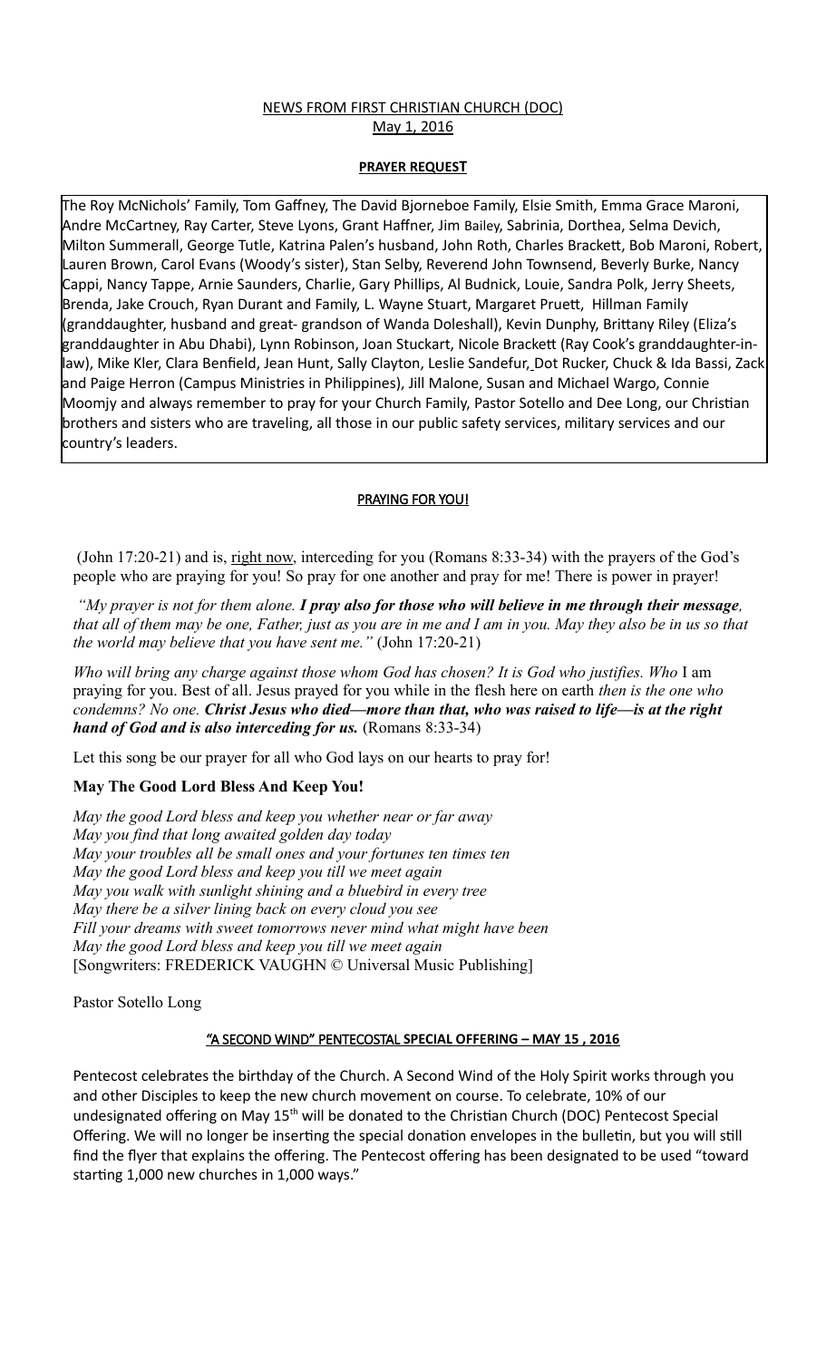NEWS FROM FIRST CHRISTIAN CHURCH (DOC)
May 1, 2016

## PRAYER REQUEST

The Roy McNichols' Family, Tom Gaffney, The David Bjorneboe Family, Elsie Smith, Emma Grace Maroni, Andre McCartney, Ray Carter, Steve Lyons, Grant Haffner, Jim Bailey, Sabrinia, Dorthea, Selma Devich, Milton Summerall, George Tutle, Katrina Palen's husband, John Roth, Charles Brackett, Bob Maroni, Robert, Lauren Brown, Carol Evans (Woody's sister), Stan Selby, Reverend John Townsend, Beverly Burke, Nancy Cappi, Nancy Tappe, Arnie Saunders, Charlie, Gary Phillips, Al Budnick, Louie, Sandra Polk, Jerry Sheets, Brenda, Jake Crouch, Ryan Durant and Family, L. Wayne Stuart, Margaret Pruett, Hillman Family (granddaughter, husband and great- grandson of Wanda Doleshall), Kevin Dunphy, Brittany Riley (Eliza's granddaughter in Abu Dhabi), Lynn Robinson, Joan Stuckart, Nicole Brackett (Ray Cook's granddaughter-in-law), Mike Kler, Clara Benfield, Jean Hunt, Sally Clayton, Leslie Sandefur, Dot Rucker, Chuck & Ida Bassi, Zack and Paige Herron (Campus Ministries in Philippines), Jill Malone, Susan and Michael Wargo, Connie Moomjy and always remember to pray for your Church Family, Pastor Sotello and Dee Long, our Christian brothers and sisters who are traveling, all those in our public safety services, military services and our country's leaders.

## PRAYING FOR YOU!

(John 17:20-21) and is, right now, interceding for you (Romans 8:33-34) with the prayers of the God's people who are praying for you! So pray for one another and pray for me! There is power in prayer!

*"My prayer is not for them alone.* ***I pray also for those who will believe in me through their message****, that all of them may be one, Father, just as you are in me and I am in you. May they also be in us so that the world may believe that you have sent me."* (John 17:20-21)

*Who will bring any charge against those whom God has chosen? It is God who justifies. Who* I am praying for you. Best of all. Jesus prayed for you while in the flesh here on earth *then is the one who condemns? No one.* ***Christ Jesus who died—more than that, who was raised to life—is at the right hand of God and is also interceding for us.*** (Romans 8:33-34)

Let this song be our prayer for all who God lays on our hearts to pray for!

**May The Good Lord Bless And Keep You!**

*May the good Lord bless and keep you whether near or far away*
*May you find that long awaited golden day today*
*May your troubles all be small ones and your fortunes ten times ten*
*May the good Lord bless and keep you till we meet again*
*May you walk with sunlight shining and a bluebird in every tree*
*May there be a silver lining back on every cloud you see*
*Fill your dreams with sweet tomorrows never mind what might have been*
*May the good Lord bless and keep you till we meet again*
[Songwriters: FREDERICK VAUGHN © Universal Music Publishing]

Pastor Sotello Long

## "A SECOND WIND" PENTECOSTAL SPECIAL OFFERING – MAY 15 , 2016

Pentecost celebrates the birthday of the Church. A Second Wind of the Holy Spirit works through you and other Disciples to keep the new church movement on course. To celebrate, 10% of our undesignated offering on May 15th will be donated to the Christian Church (DOC) Pentecost Special Offering. We will no longer be inserting the special donation envelopes in the bulletin, but you will still find the flyer that explains the offering. The Pentecost offering has been designated to be used "toward starting 1,000 new churches in 1,000 ways."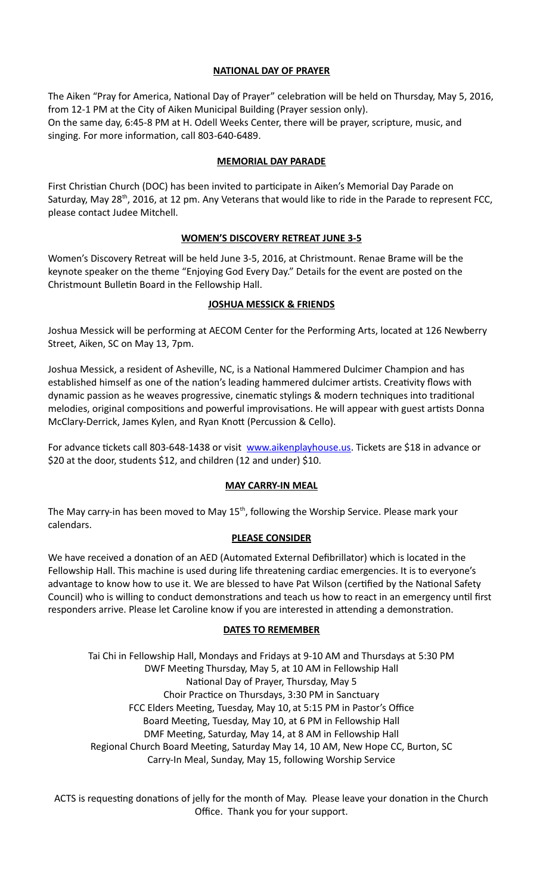## NATIONAL DAY OF PRAYER

The Aiken "Pray for America, National Day of Prayer" celebration will be held on Thursday, May 5, 2016, from 12-1 PM at the City of Aiken Municipal Building (Prayer session only).
On the same day, 6:45-8 PM at H. Odell Weeks Center, there will be prayer, scripture, music, and singing. For more information, call 803-640-6489.

## MEMORIAL DAY PARADE

First Christian Church (DOC) has been invited to participate in Aiken's Memorial Day Parade on Saturday, May 28th, 2016, at 12 pm. Any Veterans that would like to ride in the Parade to represent FCC, please contact Judee Mitchell.

## WOMEN'S DISCOVERY RETREAT JUNE 3-5

Women's Discovery Retreat will be held June 3-5, 2016, at Christmount. Renae Brame will be the keynote speaker on the theme "Enjoying God Every Day." Details for the event are posted on the Christmount Bulletin Board in the Fellowship Hall.

## JOSHUA MESSICK & FRIENDS

Joshua Messick will be performing at AECOM Center for the Performing Arts, located at 126 Newberry Street, Aiken, SC on May 13, 7pm.

Joshua Messick, a resident of Asheville, NC, is a National Hammered Dulcimer Champion and has established himself as one of the nation's leading hammered dulcimer artists. Creativity flows with dynamic passion as he weaves progressive, cinematic stylings & modern techniques into traditional melodies, original compositions and powerful improvisations. He will appear with guest artists Donna McClary-Derrick, James Kylen, and Ryan Knott (Percussion & Cello).

For advance tickets call 803-648-1438 or visit [www.aikenplayhouse.us](http://www.aikenplayhouse.us). Tickets are $18 in advance or $20 at the door, students $12, and children (12 and under) $10.

## MAY CARRY-IN MEAL

The May carry-in has been moved to May 15th, following the Worship Service. Please mark your calendars.

## PLEASE CONSIDER

We have received a donation of an AED (Automated External Defibrillator) which is located in the Fellowship Hall. This machine is used during life threatening cardiac emergencies. It is to everyone's advantage to know how to use it. We are blessed to have Pat Wilson (certified by the National Safety Council) who is willing to conduct demonstrations and teach us how to react in an emergency until first responders arrive. Please let Caroline know if you are interested in attending a demonstration.

## DATES TO REMEMBER

Tai Chi in Fellowship Hall, Mondays and Fridays at 9-10 AM and Thursdays at 5:30 PM
DWF Meeting Thursday, May 5, at 10 AM in Fellowship Hall
National Day of Prayer, Thursday, May 5
Choir Practice on Thursdays, 3:30 PM in Sanctuary
FCC Elders Meeting, Tuesday, May 10, at 5:15 PM in Pastor's Office
Board Meeting, Tuesday, May 10, at 6 PM in Fellowship Hall
DMF Meeting, Saturday, May 14, at 8 AM in Fellowship Hall
Regional Church Board Meeting, Saturday May 14, 10 AM, New Hope CC, Burton, SC
Carry-In Meal, Sunday, May 15, following Worship Service

ACTS is requesting donations of jelly for the month of May. Please leave your donation in the Church Office. Thank you for your support.